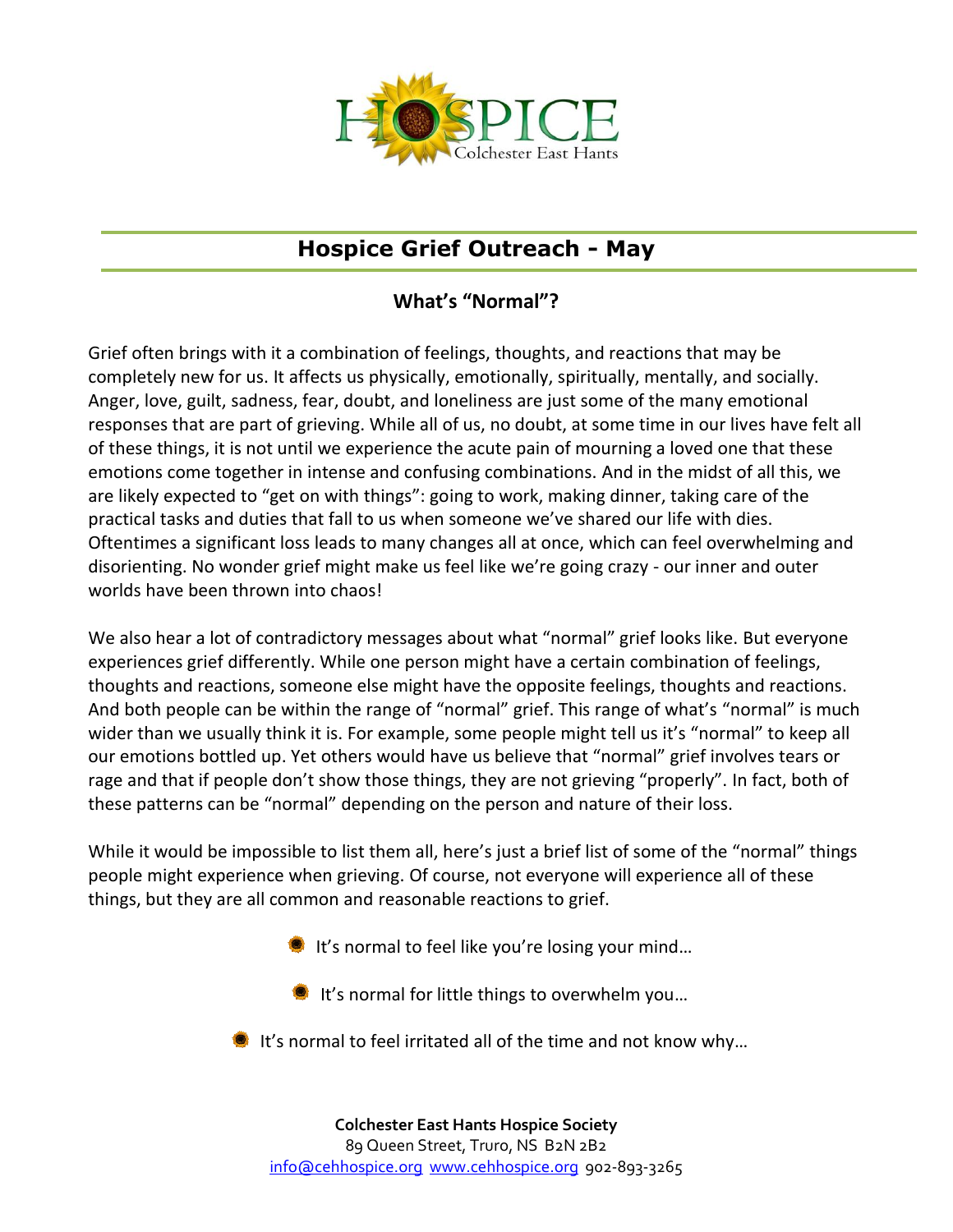# Hospice Grief Outreach - May

## What's "Normal"?

Grief often brings with it a combination of feelings, thoughts, and reactions that may be completely new for us. It affects us physically, emotionally, spiritually, mentally, and socially. Anger, love, guilt, sadness, fear, doubt, and loneliness are just some of the many emotional responses that are part of grieving. While all of us, no doubt, at some time in our lives have felt all of these things, it is not until we experience the acute pain of mourning a loved one that these emotions come together in intense and confusing combinations. And in the midst of all this, we are likely expected to "get on with things": going to work, making dinner, taking care of the practical tasks and duties that fall to us when someone we've shared our life with dies. Oftentimes a significant loss leads to many changes all at once, which can feel overwhelming and disorienting. No wonder grief might make us feel like we're going crazy - our inner and outer worlds have been thrown into chaos!

We also hear a lot of contradictory messages about what "normal" grief looks like. But everyone experiences grief differently. While one person might have a certain combination of feelings, thoughts and reactions, someone else might have the opposite feelings, thoughts and reactions. And both people can be within the range of "normal" grief. This range of what's "normal" is much wider than we usually think it is. For example, some people might tell us it's "normal" to keep all our emotions bottled up. Yet others would have us believe that "normal" grief involves tears or rage and that if people don't show those things, they are not grieving "properly". In fact, both of these patterns can be "normal" depending on the person and nature of their loss.

While it would be impossible to list them all, here's just a brief list of some of the "normal" things people might experience when grieving. Of course, not everyone will experience all of these things, but they are all common and reasonable reactions to grief.

- It's normal to feel like you're losing your mind…
- It's normal for little things to overwhelm you…
- It's normal to feel irritated all of the time and not know why…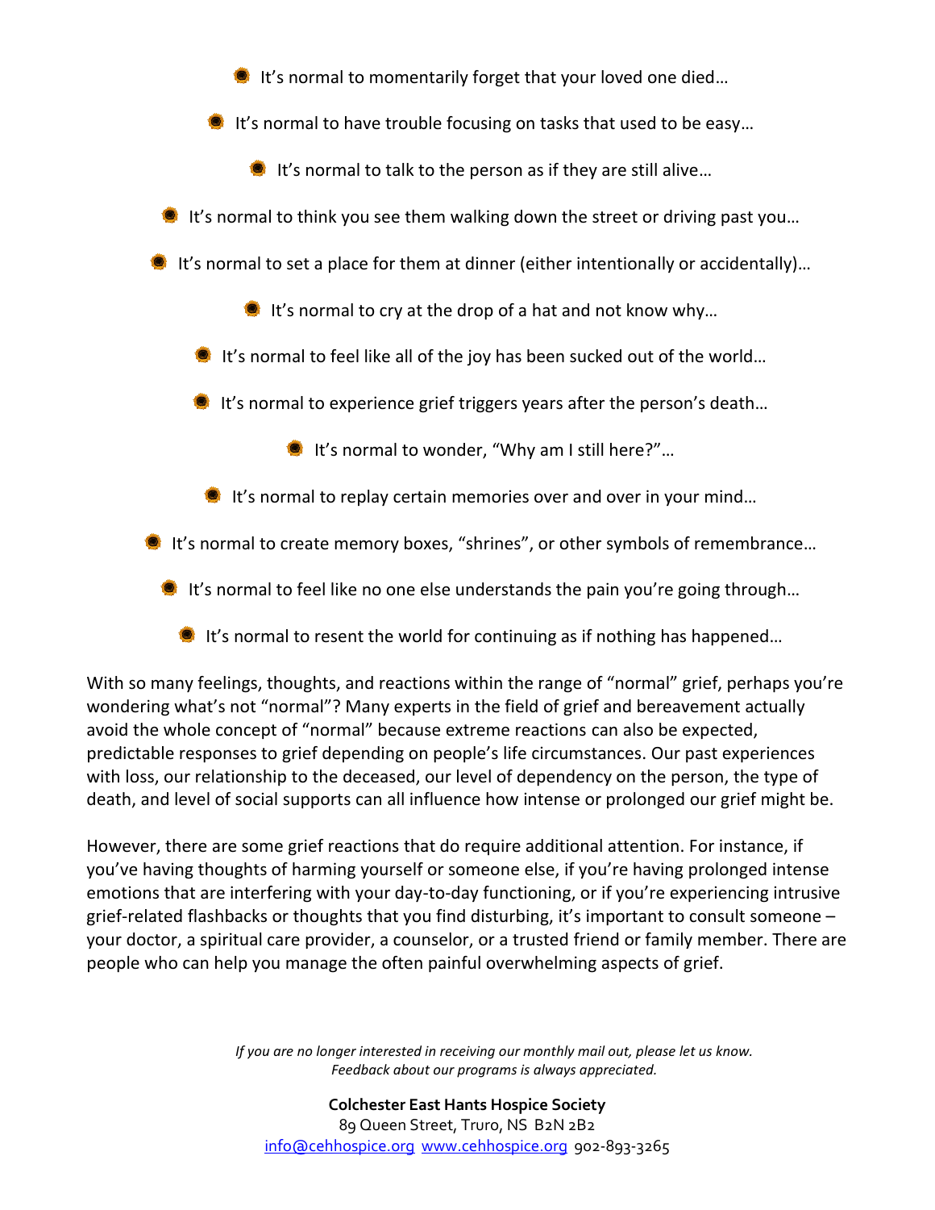- It's normal to momentarily forget that your loved one died…
- It's normal to have trouble focusing on tasks that used to be easy…
- It's normal to talk to the person as if they are still alive…
- It's normal to think you see them walking down the street or driving past you…
- It's normal to set a place for them at dinner (either intentionally or accidentally)…
- It's normal to cry at the drop of a hat and not know why…
- It's normal to feel like all of the joy has been sucked out of the world…
- It's normal to experience grief triggers years after the person's death…
- It's normal to wonder, "Why am I still here?"…
- It's normal to replay certain memories over and over in your mind…
- It's normal to create memory boxes, "shrines", or other symbols of remembrance…
- It's normal to feel like no one else understands the pain you're going through…
- It's normal to resent the world for continuing as if nothing has happened…

With so many feelings, thoughts, and reactions within the range of "normal" grief, perhaps you're wondering what's not "normal"? Many experts in the field of grief and bereavement actually avoid the whole concept of "normal" because extreme reactions can also be expected, predictable responses to grief depending on people's life circumstances. Our past experiences with loss, our relationship to the deceased, our level of dependency on the person, the type of death, and level of social supports can all influence how intense or prolonged our grief might be.

However, there are some grief reactions that do require additional attention. For instance, if you've having thoughts of harming yourself or someone else, if you're having prolonged intense emotions that are interfering with your day-to-day functioning, or if you're experiencing intrusive grief-related flashbacks or thoughts that you find disturbing, it's important to consult someone – your doctor, a spiritual care provider, a counselor, or a trusted friend or family member. There are people who can help you manage the often painful overwhelming aspects of grief.

*If you are no longer interested in receiving our monthly mail out, please let us know.*
*Feedback about our programs is always appreciated.*

**Colchester East Hants Hospice Society**
89 Queen Street, Truro, NS B2N 2B2
info@cehhospice.org www.cehhospice.org 902-893-3265